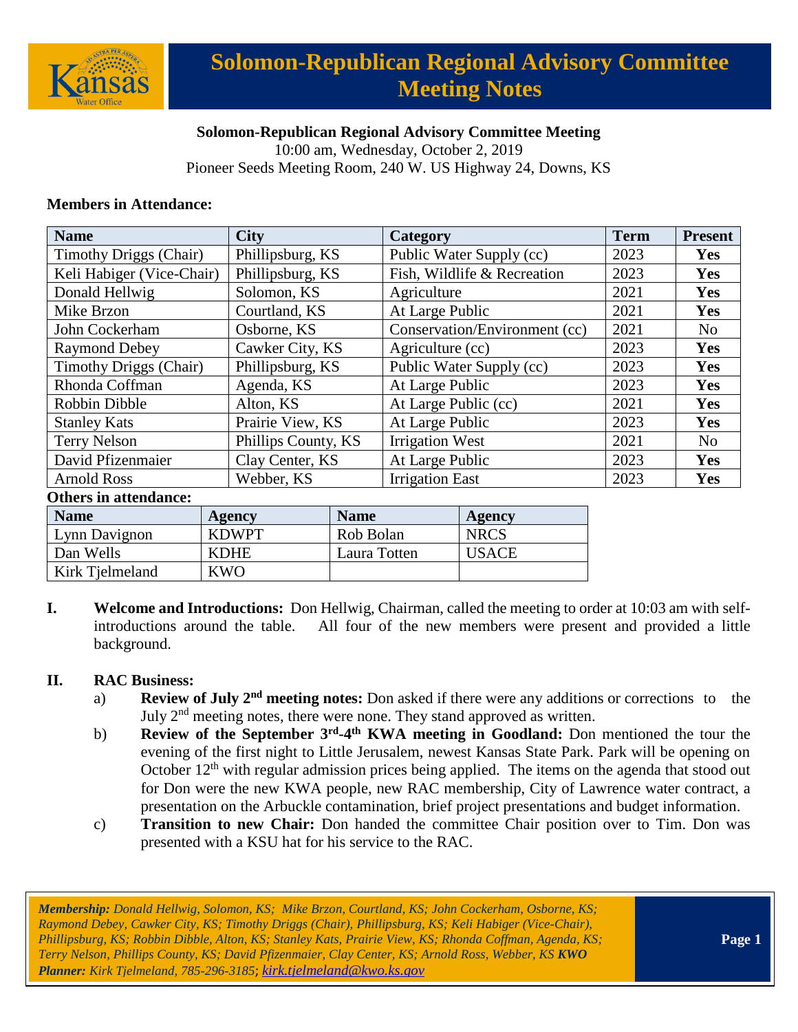# Solomon-Republican Regional Advisory Committee Meeting Notes

**Solomon-Republican Regional Advisory Committee Meeting**
10:00 am, Wednesday, October 2, 2019
Pioneer Seeds Meeting Room, 240 W. US Highway 24, Downs, KS

**Members in Attendance:**

| Name | City | Category | Term | Present |
|---|---|---|---|---|
| Timothy Driggs (Chair) | Phillipsburg, KS | Public Water Supply (cc) | 2023 | **Yes** |
| Keli Habiger (Vice-Chair) | Phillipsburg, KS | Fish, Wildlife & Recreation | 2023 | **Yes** |
| Donald Hellwig | Solomon, KS | Agriculture | 2021 | **Yes** |
| Mike Brzon | Courtland, KS | At Large Public | 2021 | **Yes** |
| John Cockerham | Osborne, KS | Conservation/Environment (cc) | 2021 | No |
| Raymond Debey | Cawker City, KS | Agriculture (cc) | 2023 | **Yes** |
| Timothy Driggs (Chair) | Phillipsburg, KS | Public Water Supply (cc) | 2023 | **Yes** |
| Rhonda Coffman | Agenda, KS | At Large Public | 2023 | **Yes** |
| Robbin Dibble | Alton, KS | At Large Public (cc) | 2021 | **Yes** |
| Stanley Kats | Prairie View, KS | At Large Public | 2023 | **Yes** |
| Terry Nelson | Phillips County, KS | Irrigation West | 2021 | No |
| David Pfizenmaier | Clay Center, KS | At Large Public | 2023 | **Yes** |
| Arnold Ross | Webber, KS | Irrigation East | 2023 | **Yes** |

**Others in attendance:**

| Name | Agency | Name | Agency |
|---|---|---|---|
| Lynn Davignon | KDWPT | Rob Bolan | NRCS |
| Dan Wells | KDHE | Laura Totten | USACE |
| Kirk Tjelmeland | KWO | | |

**I. Welcome and Introductions:** Don Hellwig, Chairman, called the meeting to order at 10:03 am with self-introductions around the table. All four of the new members were present and provided a little background.

**II. RAC Business:**

a) **Review of July 2nd meeting notes:** Don asked if there were any additions or corrections to the July 2nd meeting notes, there were none. They stand approved as written.

b) **Review of the September 3rd-4th KWA meeting in Goodland:** Don mentioned the tour the evening of the first night to Little Jerusalem, newest Kansas State Park. Park will be opening on October 12th with regular admission prices being applied. The items on the agenda that stood out for Don were the new KWA people, new RAC membership, City of Lawrence water contract, a presentation on the Arbuckle contamination, brief project presentations and budget information.

c) **Transition to new Chair:** Don handed the committee Chair position over to Tim. Don was presented with a KSU hat for his service to the RAC.

*Membership: Donald Hellwig, Solomon, KS; Mike Brzon, Courtland, KS; John Cockerham, Osborne, KS; Raymond Debey, Cawker City, KS; Timothy Driggs (Chair), Phillipsburg, KS; Keli Habiger (Vice-Chair), Phillipsburg, KS; Robbin Dibble, Alton, KS; Stanley Kats, Prairie View, KS; Rhonda Coffman, Agenda, KS; Terry Nelson, Phillips County, KS; David Pfizenmaier, Clay Center, KS; Arnold Ross, Webber, KS* ***KWO Planner:*** *Kirk Tjelmeland, 785-296-3185; kirk.tjelmeland@kwo.ks.gov*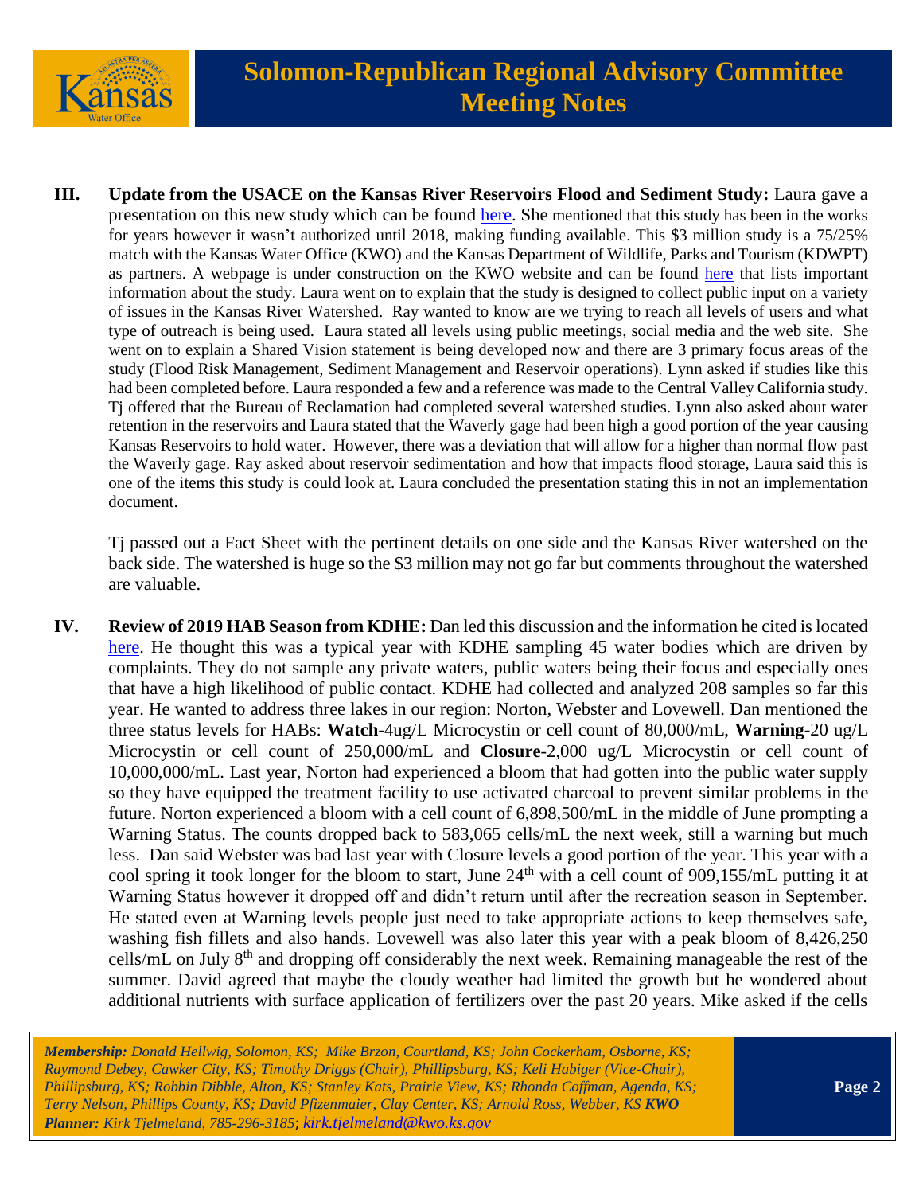**III. Update from the USACE on the Kansas River Reservoirs Flood and Sediment Study:** Laura gave a presentation on this new study which can be found here. She mentioned that this study has been in the works for years however it wasn't authorized until 2018, making funding available. This $3 million study is a 75/25% match with the Kansas Water Office (KWO) and the Kansas Department of Wildlife, Parks and Tourism (KDWPT) as partners. A webpage is under construction on the KWO website and can be found here that lists important information about the study. Laura went on to explain that the study is designed to collect public input on a variety of issues in the Kansas River Watershed. Ray wanted to know are we trying to reach all levels of users and what type of outreach is being used. Laura stated all levels using public meetings, social media and the web site. She went on to explain a Shared Vision statement is being developed now and there are 3 primary focus areas of the study (Flood Risk Management, Sediment Management and Reservoir operations). Lynn asked if studies like this had been completed before. Laura responded a few and a reference was made to the Central Valley California study. Tj offered that the Bureau of Reclamation had completed several watershed studies. Lynn also asked about water retention in the reservoirs and Laura stated that the Waverly gage had been high a good portion of the year causing Kansas Reservoirs to hold water. However, there was a deviation that will allow for a higher than normal flow past the Waverly gage. Ray asked about reservoir sedimentation and how that impacts flood storage, Laura said this is one of the items this study is could look at. Laura concluded the presentation stating this in not an implementation document.

Tj passed out a Fact Sheet with the pertinent details on one side and the Kansas River watershed on the back side. The watershed is huge so the $3 million may not go far but comments throughout the watershed are valuable.

**IV. Review of 2019 HAB Season from KDHE:** Dan led this discussion and the information he cited is located here. He thought this was a typical year with KDHE sampling 45 water bodies which are driven by complaints. They do not sample any private waters, public waters being their focus and especially ones that have a high likelihood of public contact. KDHE had collected and analyzed 208 samples so far this year. He wanted to address three lakes in our region: Norton, Webster and Lovewell. Dan mentioned the three status levels for HABs: **Watch**-4ug/L Microcystin or cell count of 80,000/mL, **Warning**-20 ug/L Microcystin or cell count of 250,000/mL and **Closure**-2,000 ug/L Microcystin or cell count of 10,000,000/mL. Last year, Norton had experienced a bloom that had gotten into the public water supply so they have equipped the treatment facility to use activated charcoal to prevent similar problems in the future. Norton experienced a bloom with a cell count of 6,898,500/mL in the middle of June prompting a Warning Status. The counts dropped back to 583,065 cells/mL the next week, still a warning but much less. Dan said Webster was bad last year with Closure levels a good portion of the year. This year with a cool spring it took longer for the bloom to start, June 24th with a cell count of 909,155/mL putting it at Warning Status however it dropped off and didn't return until after the recreation season in September. He stated even at Warning levels people just need to take appropriate actions to keep themselves safe, washing fish fillets and also hands. Lovewell was also later this year with a peak bloom of 8,426,250 cells/mL on July 8th and dropping off considerably the next week. Remaining manageable the rest of the summer. David agreed that maybe the cloudy weather had limited the growth but he wondered about additional nutrients with surface application of fertilizers over the past 20 years. Mike asked if the cells

*Membership: Donald Hellwig, Solomon, KS; Mike Brzon, Courtland, KS; John Cockerham, Osborne, KS; Raymond Debey, Cawker City, KS; Timothy Driggs (Chair), Phillipsburg, KS; Keli Habiger (Vice-Chair), Phillipsburg, KS; Robbin Dibble, Alton, KS; Stanley Kats, Prairie View, KS; Rhonda Coffman, Agenda, KS; Terry Nelson, Phillips County, KS; David Pfizenmaier, Clay Center, KS; Arnold Ross, Webber, KS* ***KWO Planner:*** *Kirk Tjelmeland, 785-296-3185; kirk.tjelmeland@kwo.ks.gov*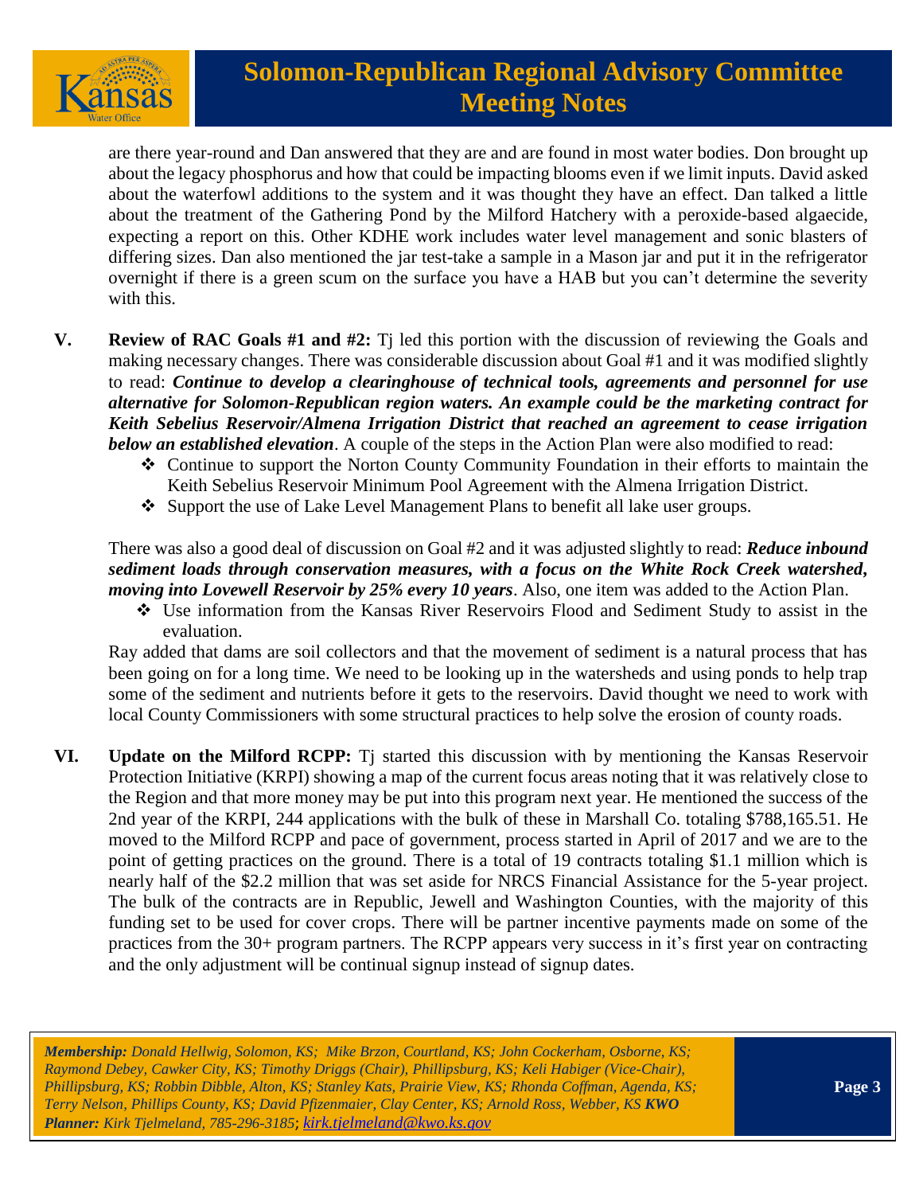are there year-round and Dan answered that they are and are found in most water bodies. Don brought up about the legacy phosphorus and how that could be impacting blooms even if we limit inputs. David asked about the waterfowl additions to the system and it was thought they have an effect. Dan talked a little about the treatment of the Gathering Pond by the Milford Hatchery with a peroxide-based algaecide, expecting a report on this. Other KDHE work includes water level management and sonic blasters of differing sizes. Dan also mentioned the jar test-take a sample in a Mason jar and put it in the refrigerator overnight if there is a green scum on the surface you have a HAB but you can't determine the severity with this.

**V. Review of RAC Goals #1 and #2:** Tj led this portion with the discussion of reviewing the Goals and making necessary changes. There was considerable discussion about Goal #1 and it was modified slightly to read: ***Continue to develop a clearinghouse of technical tools, agreements and personnel for use alternative for Solomon-Republican region waters. An example could be the marketing contract for Keith Sebelius Reservoir/Almena Irrigation District that reached an agreement to cease irrigation below an established elevation***. A couple of the steps in the Action Plan were also modified to read:

- Continue to support the Norton County Community Foundation in their efforts to maintain the Keith Sebelius Reservoir Minimum Pool Agreement with the Almena Irrigation District.
- Support the use of Lake Level Management Plans to benefit all lake user groups.

There was also a good deal of discussion on Goal #2 and it was adjusted slightly to read: ***Reduce inbound sediment loads through conservation measures, with a focus on the White Rock Creek watershed, moving into Lovewell Reservoir by 25% every 10 years***. Also, one item was added to the Action Plan.

- Use information from the Kansas River Reservoirs Flood and Sediment Study to assist in the evaluation.

Ray added that dams are soil collectors and that the movement of sediment is a natural process that has been going on for a long time. We need to be looking up in the watersheds and using ponds to help trap some of the sediment and nutrients before it gets to the reservoirs. David thought we need to work with local County Commissioners with some structural practices to help solve the erosion of county roads.

**VI. Update on the Milford RCPP:** Tj started this discussion with by mentioning the Kansas Reservoir Protection Initiative (KRPI) showing a map of the current focus areas noting that it was relatively close to the Region and that more money may be put into this program next year. He mentioned the success of the 2nd year of the KRPI, 244 applications with the bulk of these in Marshall Co. totaling $788,165.51. He moved to the Milford RCPP and pace of government, process started in April of 2017 and we are to the point of getting practices on the ground. There is a total of 19 contracts totaling $1.1 million which is nearly half of the $2.2 million that was set aside for NRCS Financial Assistance for the 5-year project. The bulk of the contracts are in Republic, Jewell and Washington Counties, with the majority of this funding set to be used for cover crops. There will be partner incentive payments made on some of the practices from the 30+ program partners. The RCPP appears very success in it's first year on contracting and the only adjustment will be continual signup instead of signup dates.

*Membership: Donald Hellwig, Solomon, KS; Mike Brzon, Courtland, KS; John Cockerham, Osborne, KS; Raymond Debey, Cawker City, KS; Timothy Driggs (Chair), Phillipsburg, KS; Keli Habiger (Vice-Chair), Phillipsburg, KS; Robbin Dibble, Alton, KS; Stanley Kats, Prairie View, KS; Rhonda Coffman, Agenda, KS; Terry Nelson, Phillips County, KS; David Pfizenmaier, Clay Center, KS; Arnold Ross, Webber, KS* ***KWO Planner:*** *Kirk Tjelmeland, 785-296-3185; kirk.tjelmeland@kwo.ks.gov*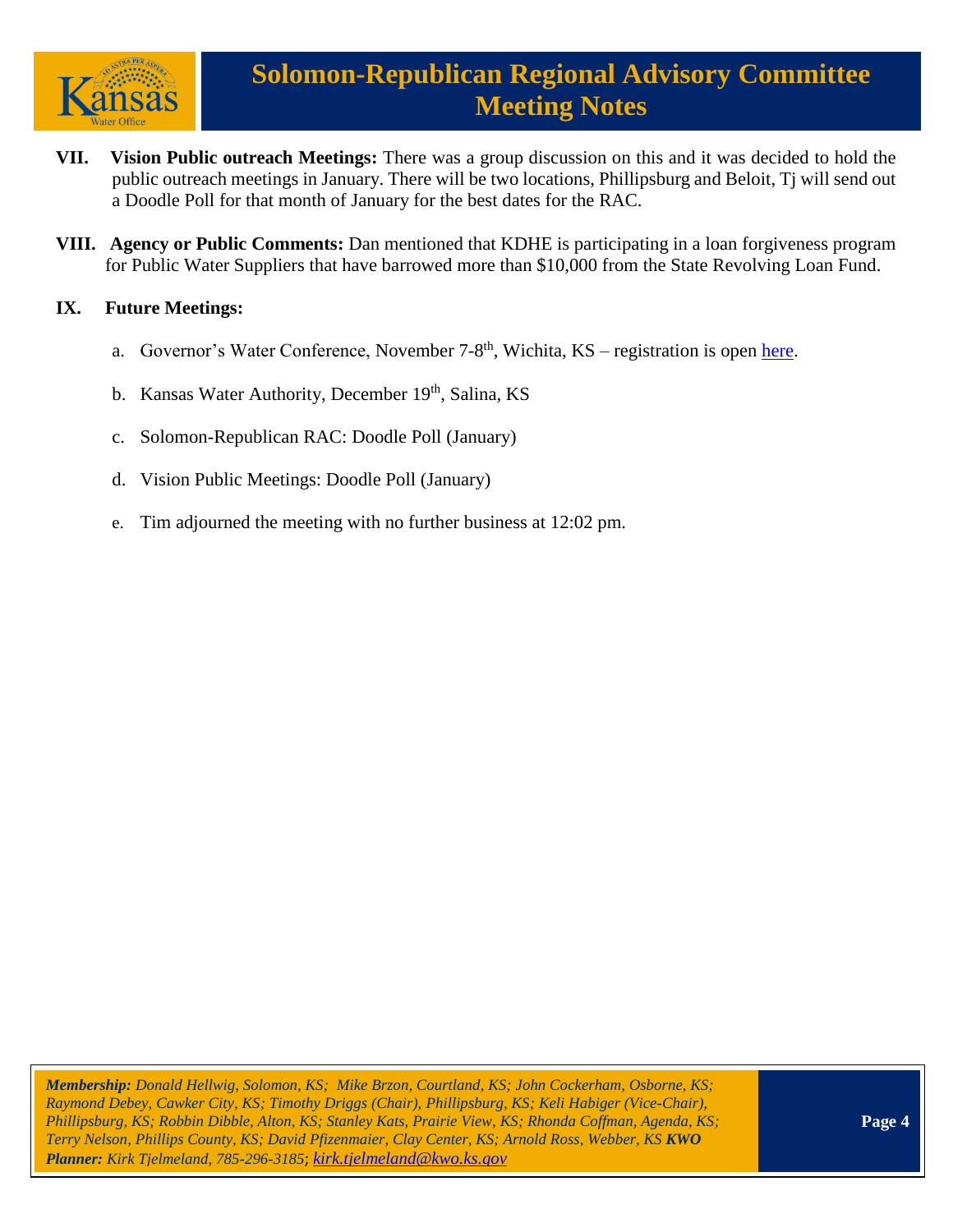**VII. Vision Public outreach Meetings:** There was a group discussion on this and it was decided to hold the public outreach meetings in January. There will be two locations, Phillipsburg and Beloit, Tj will send out a Doodle Poll for that month of January for the best dates for the RAC.

**VIII. Agency or Public Comments:** Dan mentioned that KDHE is participating in a loan forgiveness program for Public Water Suppliers that have barrowed more than $10,000 from the State Revolving Loan Fund.

**IX. Future Meetings:**

a. Governor's Water Conference, November 7-8th, Wichita, KS – registration is open here.

b. Kansas Water Authority, December 19th, Salina, KS

c. Solomon-Republican RAC: Doodle Poll (January)

d. Vision Public Meetings: Doodle Poll (January)

e. Tim adjourned the meeting with no further business at 12:02 pm.

***Membership:*** *Donald Hellwig, Solomon, KS; Mike Brzon, Courtland, KS; John Cockerham, Osborne, KS; Raymond Debey, Cawker City, KS; Timothy Driggs (Chair), Phillipsburg, KS; Keli Habiger (Vice-Chair), Phillipsburg, KS; Robbin Dibble, Alton, KS; Stanley Kats, Prairie View, KS; Rhonda Coffman, Agenda, KS; Terry Nelson, Phillips County, KS; David Pfizenmaier, Clay Center, KS; Arnold Ross, Webber, KS* ***KWO Planner:*** *Kirk Tjelmeland, 785-296-3185; kirk.tjelmeland@kwo.ks.gov*